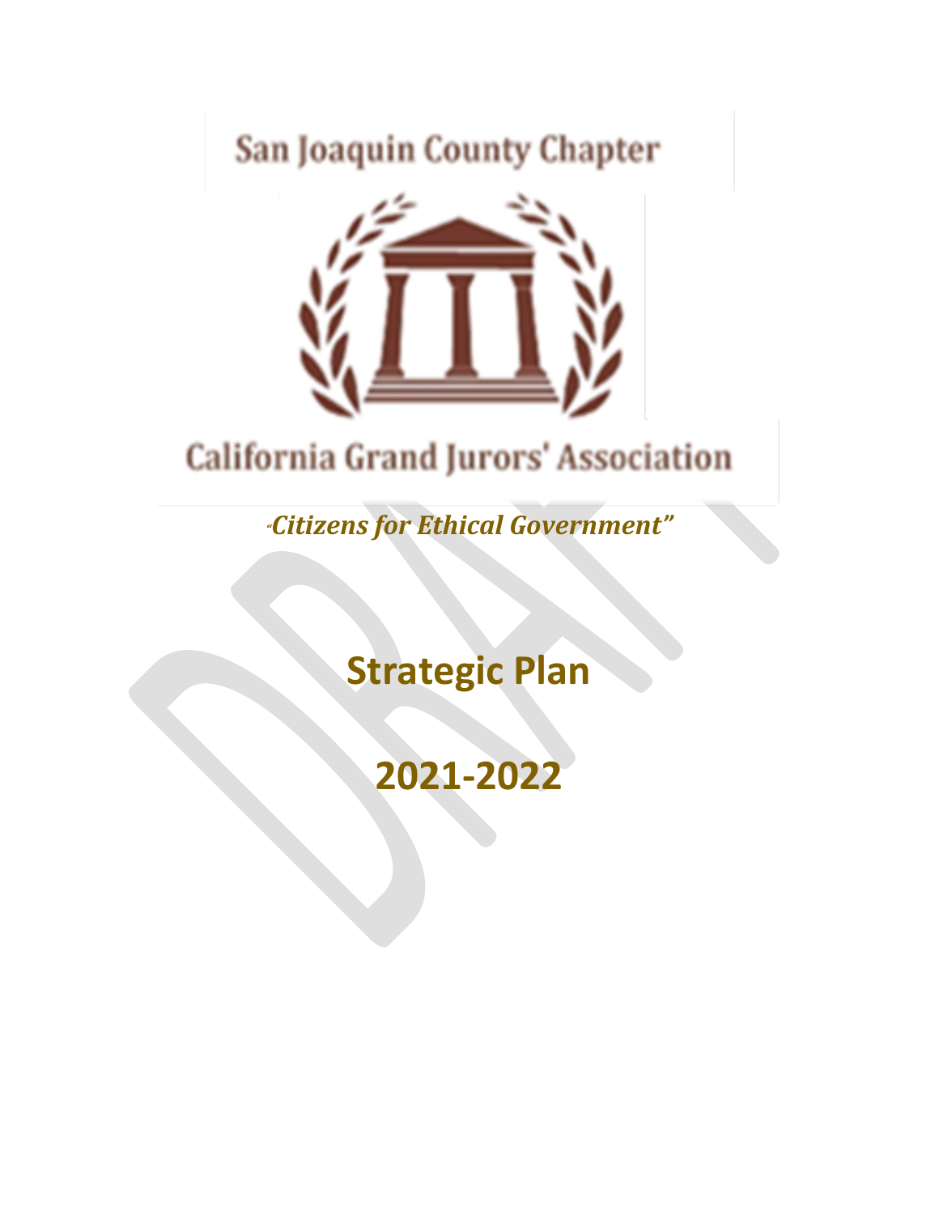San Joaquin County Chapter

California Grand Jurors' Association

*"Citizens for Ethical Government"*

# Strategic Plan

# 2021-2022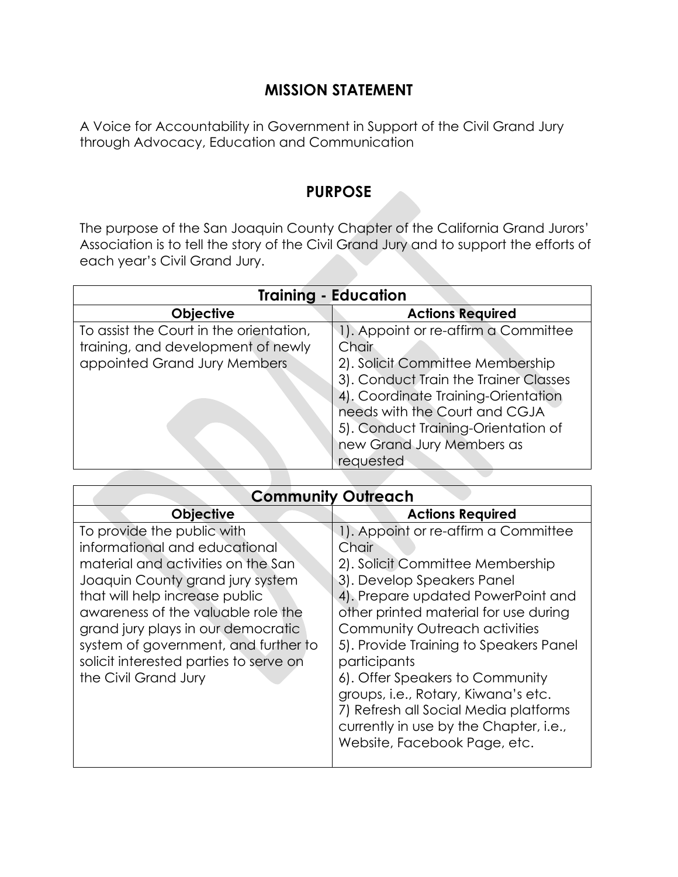## MISSION STATEMENT

A Voice for Accountability in Government in Support of the Civil Grand Jury through Advocacy, Education and Communication

## PURPOSE

The purpose of the San Joaquin County Chapter of the California Grand Jurors' Association is to tell the story of the Civil Grand Jury and to support the efforts of each year's Civil Grand Jury.

| Training - Education | |
|---|---|
| **Objective** | **Actions Required** |
| To assist the Court in the orientation, training, and development of newly appointed Grand Jury Members | 1). Appoint or re-affirm a Committee Chair<br>2). Solicit Committee Membership<br>3). Conduct Train the Trainer Classes<br>4). Coordinate Training-Orientation needs with the Court and CGJA<br>5). Conduct Training-Orientation of new Grand Jury Members as requested |

| Community Outreach | |
|---|---|
| **Objective** | **Actions Required** |
| To provide the public with informational and educational material and activities on the San Joaquin County grand jury system that will help increase public awareness of the valuable role the grand jury plays in our democratic system of government, and further to solicit interested parties to serve on the Civil Grand Jury | 1). Appoint or re-affirm a Committee Chair<br>2). Solicit Committee Membership<br>3). Develop Speakers Panel<br>4). Prepare updated PowerPoint and other printed material for use during Community Outreach activities<br>5). Provide Training to Speakers Panel participants<br>6). Offer Speakers to Community groups, i.e., Rotary, Kiwana's etc.<br>7) Refresh all Social Media platforms currently in use by the Chapter, i.e., Website, Facebook Page, etc. |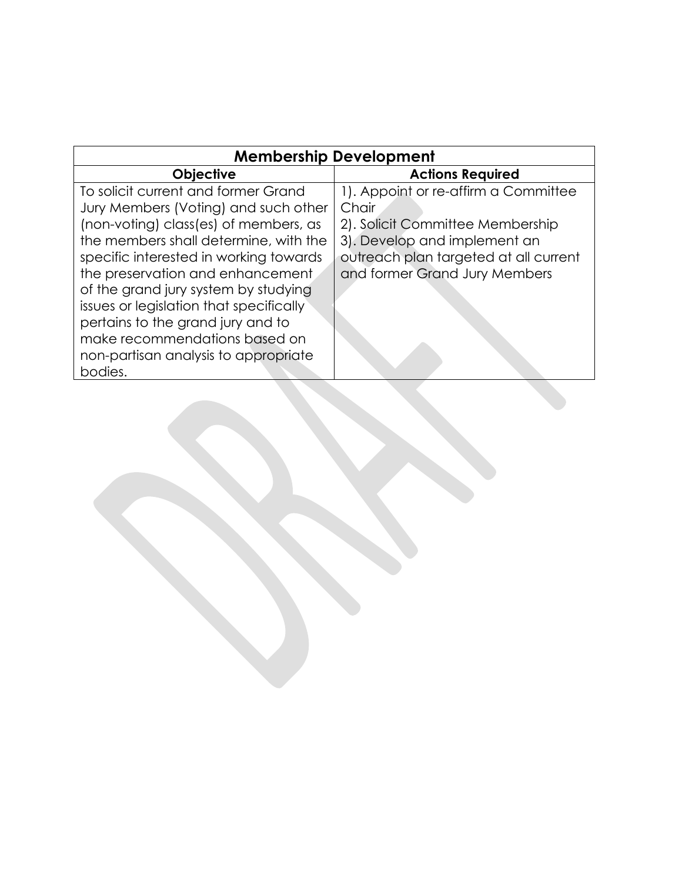| Membership Development | |
|---|---|
| **Objective** | **Actions Required** |
| To solicit current and former Grand Jury Members (Voting) and such other (non-voting) class(es) of members, as the members shall determine, with the specific interested in working towards the preservation and enhancement of the grand jury system by studying issues or legislation that specifically pertains to the grand jury and to make recommendations based on non-partisan analysis to appropriate bodies. | 1). Appoint or re-affirm a Committee Chair<br>2). Solicit Committee Membership<br>3). Develop and implement an outreach plan targeted at all current and former Grand Jury Members |